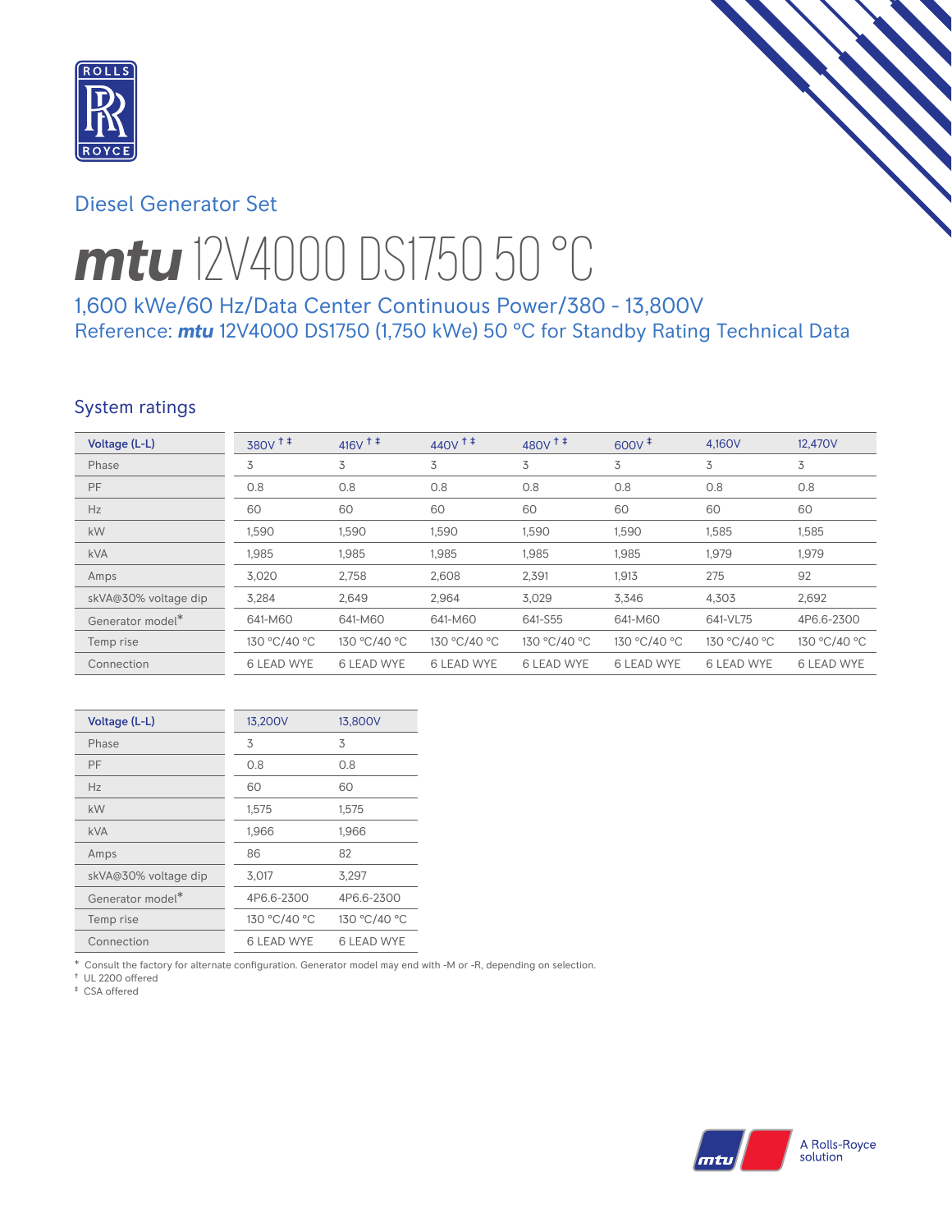Diesel Generator Set

# ***mtu*** 12V4000 DS1750 50 °C

## 1,600 kWe/60 Hz/Data Center Continuous Power/380 - 13,800V

Reference: ***mtu*** 12V4000 DS1750 (1,750 kWe) 50 °C for Standby Rating Technical Data

## System ratings

| Voltage (L-L) | 380V †‡ | 416V †‡ | 440V †‡ | 480V †‡ | 600V ‡ | 4,160V | 12,470V |
|---|---|---|---|---|---|---|---|
| Phase | 3 | 3 | 3 | 3 | 3 | 3 | 3 |
| PF | 0.8 | 0.8 | 0.8 | 0.8 | 0.8 | 0.8 | 0.8 |
| Hz | 60 | 60 | 60 | 60 | 60 | 60 | 60 |
| kW | 1,590 | 1,590 | 1,590 | 1,590 | 1,590 | 1,585 | 1,585 |
| kVA | 1,985 | 1,985 | 1,985 | 1,985 | 1,985 | 1,979 | 1,979 |
| Amps | 3,020 | 2,758 | 2,608 | 2,391 | 1,913 | 275 | 92 |
| skVA@30% voltage dip | 3,284 | 2,649 | 2,964 | 3,029 | 3,346 | 4,303 | 2,692 |
| Generator model* | 641-M60 | 641-M60 | 641-M60 | 641-S55 | 641-M60 | 641-VL75 | 4P6.6-2300 |
| Temp rise | 130 °C/40 °C | 130 °C/40 °C | 130 °C/40 °C | 130 °C/40 °C | 130 °C/40 °C | 130 °C/40 °C | 130 °C/40 °C |
| Connection | 6 LEAD WYE | 6 LEAD WYE | 6 LEAD WYE | 6 LEAD WYE | 6 LEAD WYE | 6 LEAD WYE | 6 LEAD WYE |

| Voltage (L-L) | 13,200V | 13,800V |
|---|---|---|
| Phase | 3 | 3 |
| PF | 0.8 | 0.8 |
| Hz | 60 | 60 |
| kW | 1,575 | 1,575 |
| kVA | 1,966 | 1,966 |
| Amps | 86 | 82 |
| skVA@30% voltage dip | 3,017 | 3,297 |
| Generator model* | 4P6.6-2300 | 4P6.6-2300 |
| Temp rise | 130 °C/40 °C | 130 °C/40 °C |
| Connection | 6 LEAD WYE | 6 LEAD WYE |

\* Consult the factory for alternate configuration. Generator model may end with -M or -R, depending on selection.
† UL 2200 offered
‡ CSA offered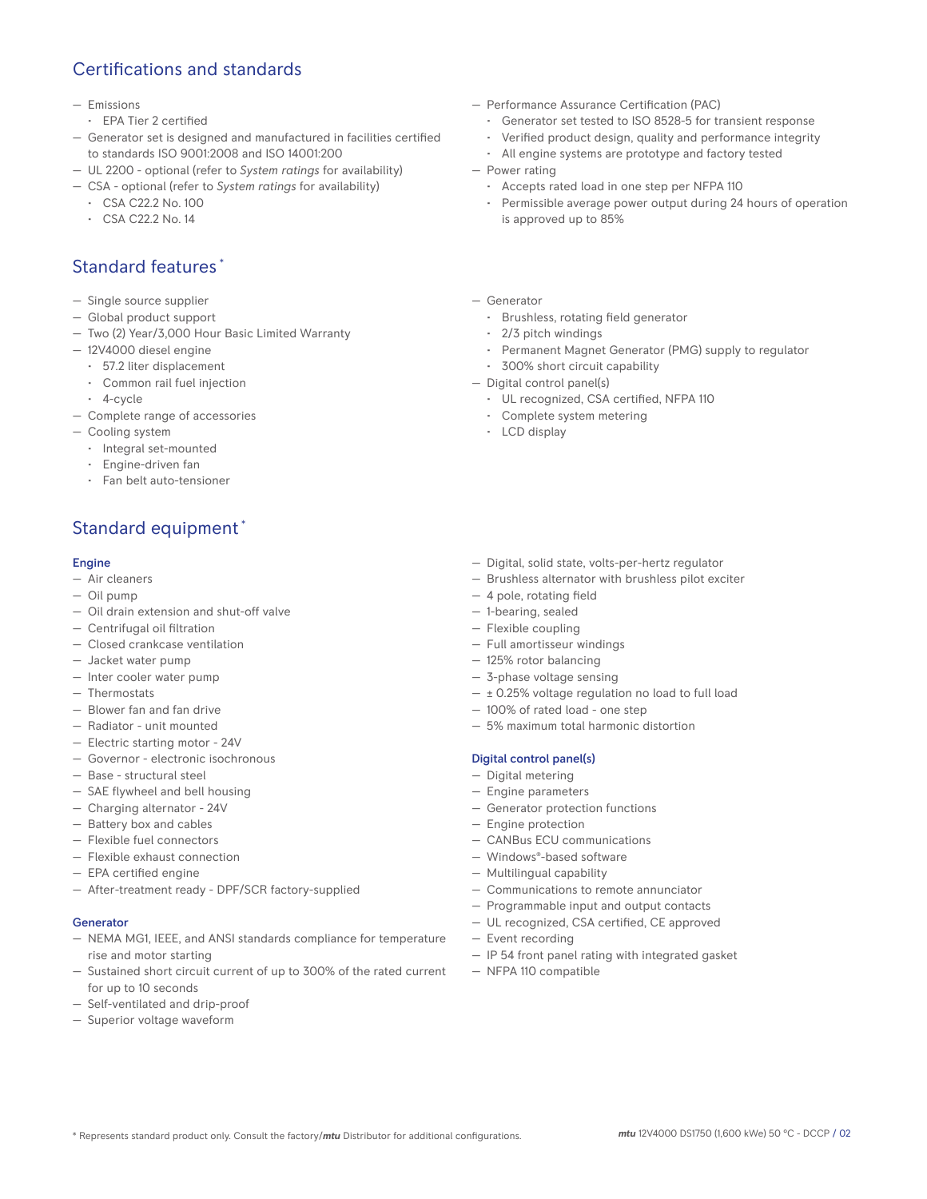## Certifications and standards

- Emissions
  - EPA Tier 2 certified
- Generator set is designed and manufactured in facilities certified to standards ISO 9001:2008 and ISO 14001:200
- UL 2200 - optional (refer to *System ratings* for availability)
- CSA - optional (refer to *System ratings* for availability)
  - CSA C22.2 No. 100
  - CSA C22.2 No. 14
- Performance Assurance Certification (PAC)
  - Generator set tested to ISO 8528-5 for transient response
  - Verified product design, quality and performance integrity
  - All engine systems are prototype and factory tested
- Power rating
  - Accepts rated load in one step per NFPA 110
  - Permissible average power output during 24 hours of operation is approved up to 85%

## Standard features*

- Single source supplier
- Global product support
- Two (2) Year/3,000 Hour Basic Limited Warranty
- 12V4000 diesel engine
  - 57.2 liter displacement
  - Common rail fuel injection
  - 4-cycle
- Complete range of accessories
- Cooling system
  - Integral set-mounted
  - Engine-driven fan
  - Fan belt auto-tensioner
- Generator
  - Brushless, rotating field generator
  - 2/3 pitch windings
  - Permanent Magnet Generator (PMG) supply to regulator
  - 300% short circuit capability
- Digital control panel(s)
  - UL recognized, CSA certified, NFPA 110
  - Complete system metering
  - LCD display

## Standard equipment*

### Engine

- Air cleaners
- Oil pump
- Oil drain extension and shut-off valve
- Centrifugal oil filtration
- Closed crankcase ventilation
- Jacket water pump
- Inter cooler water pump
- Thermostats
- Blower fan and fan drive
- Radiator - unit mounted
- Electric starting motor - 24V
- Governor - electronic isochronous
- Base - structural steel
- SAE flywheel and bell housing
- Charging alternator - 24V
- Battery box and cables
- Flexible fuel connectors
- Flexible exhaust connection
- EPA certified engine
- After-treatment ready - DPF/SCR factory-supplied

### Generator

- NEMA MG1, IEEE, and ANSI standards compliance for temperature rise and motor starting
- Sustained short circuit current of up to 300% of the rated current for up to 10 seconds
- Self-ventilated and drip-proof
- Superior voltage waveform
- Digital, solid state, volts-per-hertz regulator
- Brushless alternator with brushless pilot exciter
- 4 pole, rotating field
- 1-bearing, sealed
- Flexible coupling
- Full amortisseur windings
- 125% rotor balancing
- 3-phase voltage sensing
- ± 0.25% voltage regulation no load to full load
- 100% of rated load - one step
- 5% maximum total harmonic distortion

### Digital control panel(s)

- Digital metering
- Engine parameters
- Generator protection functions
- Engine protection
- CANBus ECU communications
- Windows®-based software
- Multilingual capability
- Communications to remote annunciator
- Programmable input and output contacts
- UL recognized, CSA certified, CE approved
- Event recording
- IP 54 front panel rating with integrated gasket
- NFPA 110 compatible

* Represents standard product only. Consult the factory/*mtu* Distributor for additional configurations.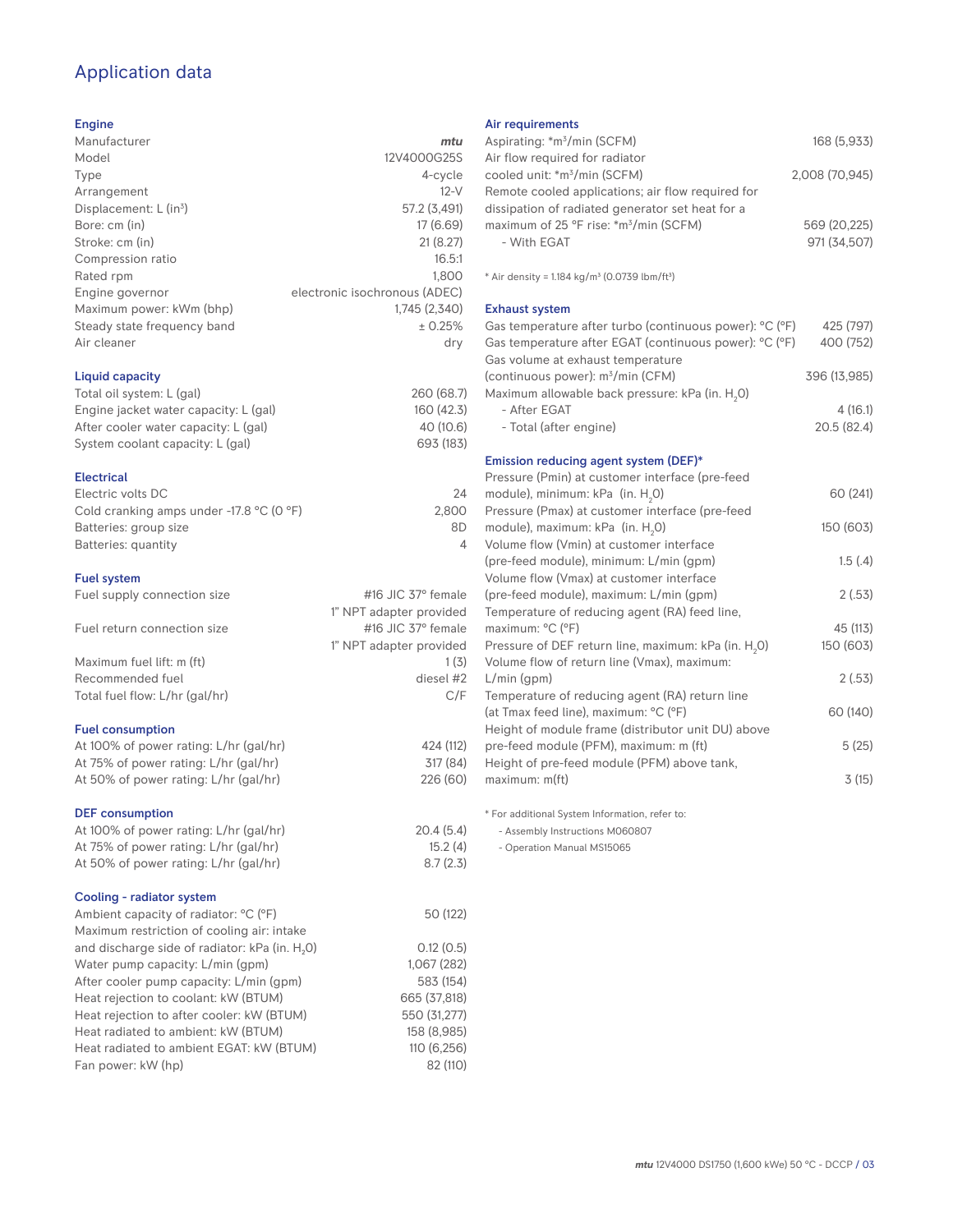# Application data

## Engine

| | |
|---|---|
| Manufacturer | *mtu* |
| Model | 12V4000G25S |
| Type | 4-cycle |
| Arrangement | 12-V |
| Displacement: L ($in^3$) | 57.2 (3,491) |
| Bore: cm (in) | 17 (6.69) |
| Stroke: cm (in) | 21 (8.27) |
| Compression ratio | 16.5:1 |
| Rated rpm | 1,800 |
| Engine governor | electronic isochronous (ADEC) |
| Maximum power: kWm (bhp) | 1,745 (2,340) |
| Steady state frequency band | ± 0.25% |
| Air cleaner | dry |

## Liquid capacity

| | |
|---|---|
| Total oil system: L (gal) | 260 (68.7) |
| Engine jacket water capacity: L (gal) | 160 (42.3) |
| After cooler water capacity: L (gal) | 40 (10.6) |
| System coolant capacity: L (gal) | 693 (183) |

## Electrical

| | |
|---|---|
| Electric volts DC | 24 |
| Cold cranking amps under -17.8 °C (0 °F) | 2,800 |
| Batteries: group size | 8D |
| Batteries: quantity | 4 |

## Fuel system

| | |
|---|---|
| Fuel supply connection size | #16 JIC 37° female<br>1" NPT adapter provided |
| Fuel return connection size | #16 JIC 37° female<br>1" NPT adapter provided |
| Maximum fuel lift: m (ft) | 1 (3) |
| Recommended fuel | diesel #2 |
| Total fuel flow: L/hr (gal/hr) | C/F |

## Fuel consumption

| | |
|---|---|
| At 100% of power rating: L/hr (gal/hr) | 424 (112) |
| At 75% of power rating: L/hr (gal/hr) | 317 (84) |
| At 50% of power rating: L/hr (gal/hr) | 226 (60) |

## DEF consumption

| | |
|---|---|
| At 100% of power rating: L/hr (gal/hr) | 20.4 (5.4) |
| At 75% of power rating: L/hr (gal/hr) | 15.2 (4) |
| At 50% of power rating: L/hr (gal/hr) | 8.7 (2.3) |

## Cooling - radiator system

| | |
|---|---|
| Ambient capacity of radiator: °C (°F) | 50 (122) |
| Maximum restriction of cooling air: intake and discharge side of radiator: kPa (in. $H_2O$) | 0.12 (0.5) |
| Water pump capacity: L/min (gpm) | 1,067 (282) |
| After cooler pump capacity: L/min (gpm) | 583 (154) |
| Heat rejection to coolant: kW (BTUM) | 665 (37,818) |
| Heat rejection to after cooler: kW (BTUM) | 550 (31,277) |
| Heat radiated to ambient: kW (BTUM) | 158 (8,985) |
| Heat radiated to ambient EGAT: kW (BTUM) | 110 (6,256) |
| Fan power: kW (hp) | 82 (110) |

## Air requirements

| | |
|---|---|
| Aspirating: *$m^3$/min (SCFM) | 168 (5,933) |
| Air flow required for radiator cooled unit: *$m^3$/min (SCFM) | 2,008 (70,945) |
| Remote cooled applications; air flow required for dissipation of radiated generator set heat for a maximum of 25 °F rise: *$m^3$/min (SCFM) | 569 (20,225) |
| - With EGAT | 971 (34,507) |

* Air density = 1.184 kg/$m^3$ (0.0739 lbm/$ft^3$)

## Exhaust system

| | |
|---|---|
| Gas temperature after turbo (continuous power): °C (°F) | 425 (797) |
| Gas temperature after EGAT (continuous power): °C (°F) | 400 (752) |
| Gas volume at exhaust temperature (continuous power): $m^3$/min (CFM) | 396 (13,985) |
| Maximum allowable back pressure: kPa (in. $H_2O$) | |
| - After EGAT | 4 (16.1) |
| - Total (after engine) | 20.5 (82.4) |

## Emission reducing agent system (DEF)*

| | |
|---|---|
| Pressure (Pmin) at customer interface (pre-feed module), minimum: kPa (in. $H_2O$) | 60 (241) |
| Pressure (Pmax) at customer interface (pre-feed module), maximum: kPa (in. $H_2O$) | 150 (603) |
| Volume flow (Vmin) at customer interface (pre-feed module), minimum: L/min (gpm) | 1.5 (.4) |
| Volume flow (Vmax) at customer interface (pre-feed module), maximum: L/min (gpm) | 2 (.53) |
| Temperature of reducing agent (RA) feed line, maximum: °C (°F) | 45 (113) |
| Pressure of DEF return line, maximum: kPa (in. $H_2O$) | 150 (603) |
| Volume flow of return line (Vmax), maximum: L/min (gpm) | 2 (.53) |
| Temperature of reducing agent (RA) return line (at Tmax feed line), maximum: °C (°F) | 60 (140) |
| Height of module frame (distributor unit DU) above pre-feed module (PFM), maximum: m (ft) | 5 (25) |
| Height of pre-feed module (PFM) above tank, maximum: m(ft) | 3 (15) |

* For additional System Information, refer to:

- Assembly Instructions M060807
- Operation Manual MS15065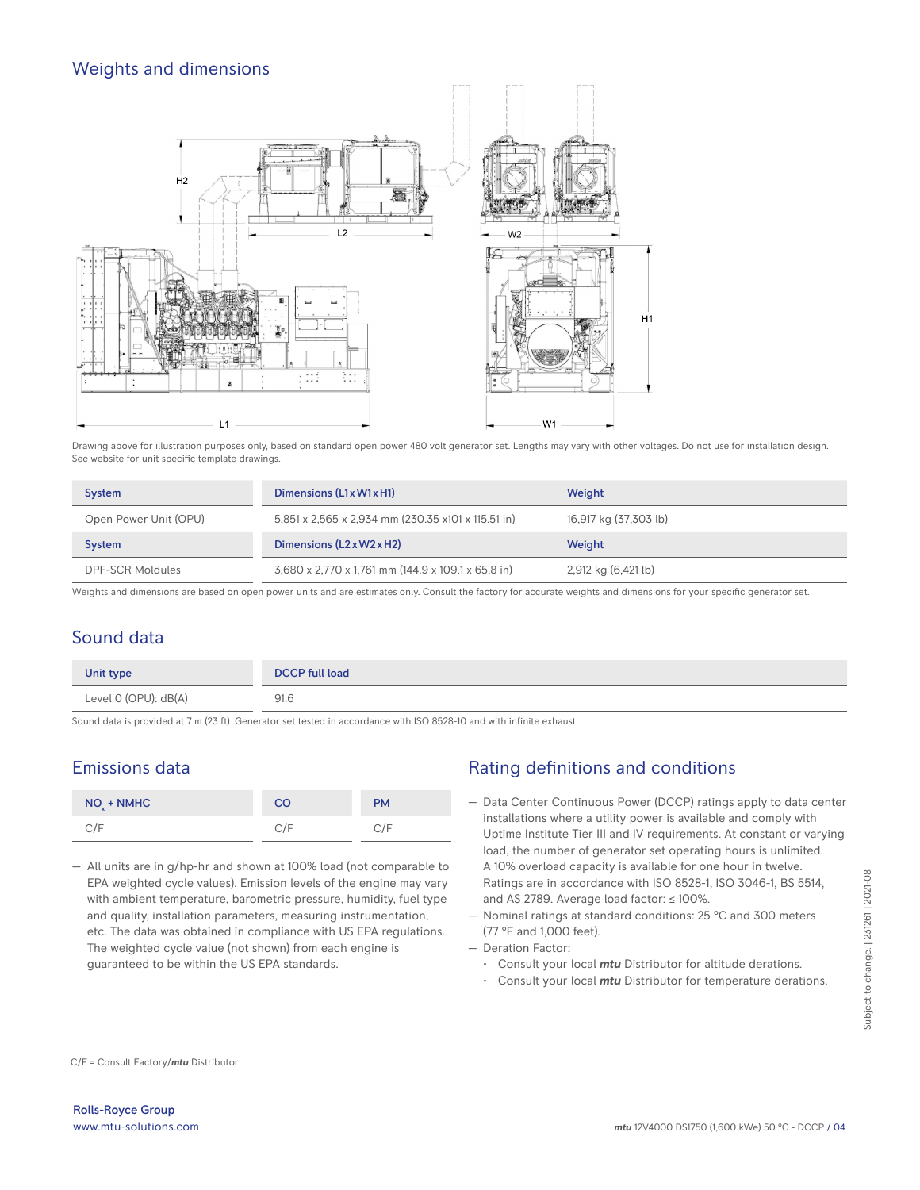## Weights and dimensions

H2

L2

W2

H1

L1

W1

Drawing above for illustration purposes only, based on standard open power 480 volt generator set. Lengths may vary with other voltages. Do not use for installation design. See website for unit specific template drawings.

| System | Dimensions (L1 x W1 x H1) | Weight |
|---|---|---|
| Open Power Unit (OPU) | 5,851 x 2,565 x 2,934 mm (230.35 x101 x 115.51 in) | 16,917 kg (37,303 lb) |
| **System** | **Dimensions (L2 x W2 x H2)** | **Weight** |
| DPF-SCR Moldules | 3,680 x 2,770 x 1,761 mm (144.9 x 109.1 x 65.8 in) | 2,912 kg (6,421 lb) |

Weights and dimensions are based on open power units and are estimates only. Consult the factory for accurate weights and dimensions for your specific generator set.

## Sound data

| Unit type | DCCP full load |
|---|---|
| Level 0 (OPU): dB(A) | 91.6 |

Sound data is provided at 7 m (23 ft). Generator set tested in accordance with ISO 8528-10 and with infinite exhaust.

## Emissions data

| $NO_x$ + NMHC | CO | PM |
|---|---|---|
| C/F | C/F | C/F |

- All units are in g/hp-hr and shown at 100% load (not comparable to EPA weighted cycle values). Emission levels of the engine may vary with ambient temperature, barometric pressure, humidity, fuel type and quality, installation parameters, measuring instrumentation, etc. The data was obtained in compliance with US EPA regulations. The weighted cycle value (not shown) from each engine is guaranteed to be within the US EPA standards.

## Rating definitions and conditions

- Data Center Continuous Power (DCCP) ratings apply to data center installations where a utility power is available and comply with Uptime Institute Tier III and IV requirements. At constant or varying load, the number of generator set operating hours is unlimited. A 10% overload capacity is available for one hour in twelve. Ratings are in accordance with ISO 8528-1, ISO 3046-1, BS 5514, and AS 2789. Average load factor: ≤ 100%.
- Nominal ratings at standard conditions: 25 °C and 300 meters (77 °F and 1,000 feet).
- Deration Factor:
  - Consult your local ***mtu*** Distributor for altitude derations.
  - Consult your local ***mtu*** Distributor for temperature derations.

C/F = Consult Factory/***mtu*** Distributor

Subject to change. | 231261 | 2021-08

Rolls-Royce Group
www.mtu-solutions.com

***mtu*** 12V4000 DS1750 (1,600 kWe) 50 °C - DCCP